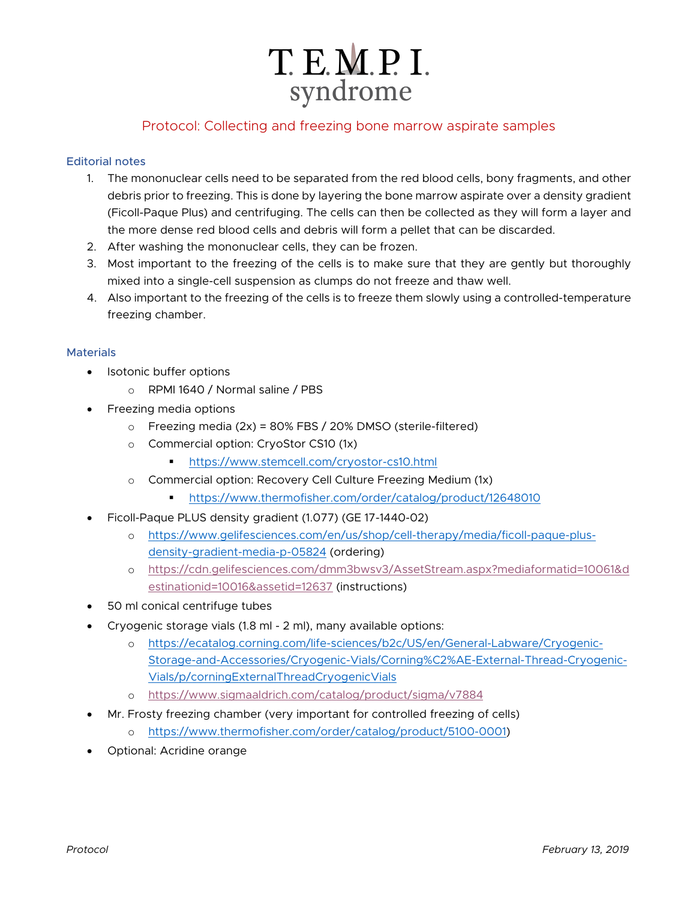# T.E.M.P.I. syndrome

## Protocol: Collecting and freezing bone marrow aspirate samples

### Editorial notes

1. The mononuclear cells need to be separated from the red blood cells, bony fragments, and other debris prior to freezing. This is done by layering the bone marrow aspirate over a density gradient (Ficoll-Paque Plus) and centrifuging. The cells can then be collected as they will form a layer and the more dense red blood cells and debris will form a pellet that can be discarded.
2. After washing the mononuclear cells, they can be frozen.
3. Most important to the freezing of the cells is to make sure that they are gently but thoroughly mixed into a single-cell suspension as clumps do not freeze and thaw well.
4. Also important to the freezing of the cells is to freeze them slowly using a controlled-temperature freezing chamber.

### Materials

- Isotonic buffer options
  - RPMI 1640 / Normal saline / PBS
- Freezing media options
  - Freezing media (2x) = 80% FBS / 20% DMSO (sterile-filtered)
  - Commercial option: CryoStor CS10 (1x)
    - https://www.stemcell.com/cryostor-cs10.html
  - Commercial option: Recovery Cell Culture Freezing Medium (1x)
    - https://www.thermofisher.com/order/catalog/product/12648010
- Ficoll-Paque PLUS density gradient (1.077) (GE 17-1440-02)
  - https://www.gelifesciences.com/en/us/shop/cell-therapy/media/ficoll-paque-plus-density-gradient-media-p-05824 (ordering)
  - https://cdn.gelifesciences.com/dmm3bwsv3/AssetStream.aspx?mediaformatid=10061&destinationid=10016&assetid=12637 (instructions)
- 50 ml conical centrifuge tubes
- Cryogenic storage vials (1.8 ml - 2 ml), many available options:
  - https://ecatalog.corning.com/life-sciences/b2c/US/en/General-Labware/Cryogenic-Storage-and-Accessories/Cryogenic-Vials/Corning%C2%AE-External-Thread-Cryogenic-Vials/p/corningExternalThreadCryogenicVials
  - https://www.sigmaaldrich.com/catalog/product/sigma/v7884
- Mr. Frosty freezing chamber (very important for controlled freezing of cells)
  - https://www.thermofisher.com/order/catalog/product/5100-0001)
- Optional: Acridine orange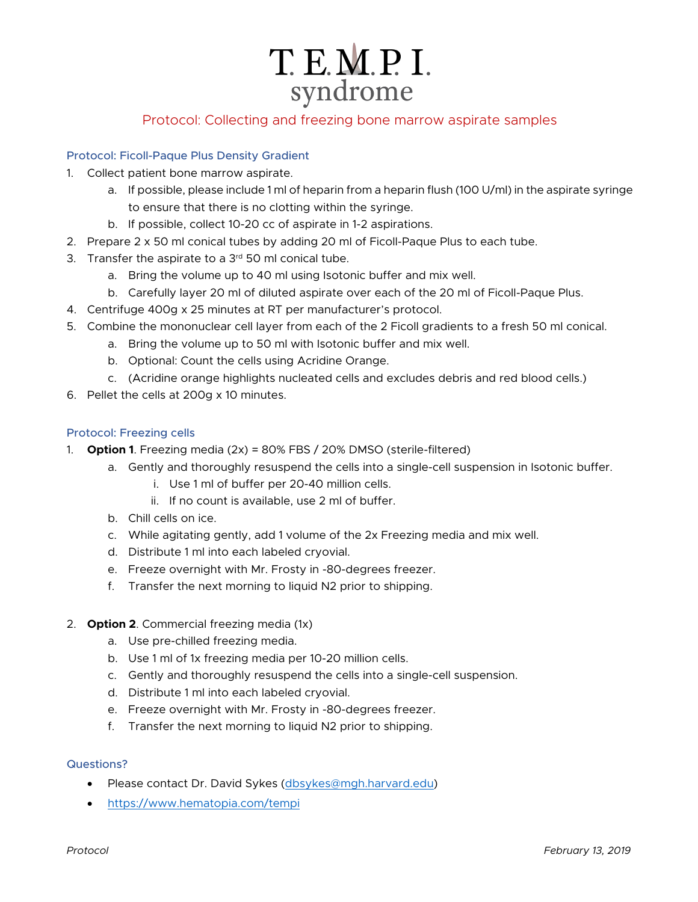# T. E. M. P. I. syndrome

## Protocol: Collecting and freezing bone marrow aspirate samples

### Protocol: Ficoll-Paque Plus Density Gradient

1. Collect patient bone marrow aspirate.
   a. If possible, please include 1 ml of heparin from a heparin flush (100 U/ml) in the aspirate syringe to ensure that there is no clotting within the syringe.
   b. If possible, collect 10-20 cc of aspirate in 1-2 aspirations.
2. Prepare 2 x 50 ml conical tubes by adding 20 ml of Ficoll-Paque Plus to each tube.
3. Transfer the aspirate to a 3rd 50 ml conical tube.
   a. Bring the volume up to 40 ml using Isotonic buffer and mix well.
   b. Carefully layer 20 ml of diluted aspirate over each of the 20 ml of Ficoll-Paque Plus.
4. Centrifuge 400g x 25 minutes at RT per manufacturer's protocol.
5. Combine the mononuclear cell layer from each of the 2 Ficoll gradients to a fresh 50 ml conical.
   a. Bring the volume up to 50 ml with Isotonic buffer and mix well.
   b. Optional: Count the cells using Acridine Orange.
   c. (Acridine orange highlights nucleated cells and excludes debris and red blood cells.)
6. Pellet the cells at 200g x 10 minutes.

### Protocol: Freezing cells

1. **Option 1**. Freezing media (2x) = 80% FBS / 20% DMSO (sterile-filtered)
   a. Gently and thoroughly resuspend the cells into a single-cell suspension in Isotonic buffer.
      i. Use 1 ml of buffer per 20-40 million cells.
      ii. If no count is available, use 2 ml of buffer.
   b. Chill cells on ice.
   c. While agitating gently, add 1 volume of the 2x Freezing media and mix well.
   d. Distribute 1 ml into each labeled cryovial.
   e. Freeze overnight with Mr. Frosty in -80-degrees freezer.
   f. Transfer the next morning to liquid N2 prior to shipping.

2. **Option 2**. Commercial freezing media (1x)
   a. Use pre-chilled freezing media.
   b. Use 1 ml of 1x freezing media per 10-20 million cells.
   c. Gently and thoroughly resuspend the cells into a single-cell suspension.
   d. Distribute 1 ml into each labeled cryovial.
   e. Freeze overnight with Mr. Frosty in -80-degrees freezer.
   f. Transfer the next morning to liquid N2 prior to shipping.

### Questions?

- Please contact Dr. David Sykes (dbsykes@mgh.harvard.edu)
- https://www.hematopia.com/tempi

*Protocol* *February 13, 2019*